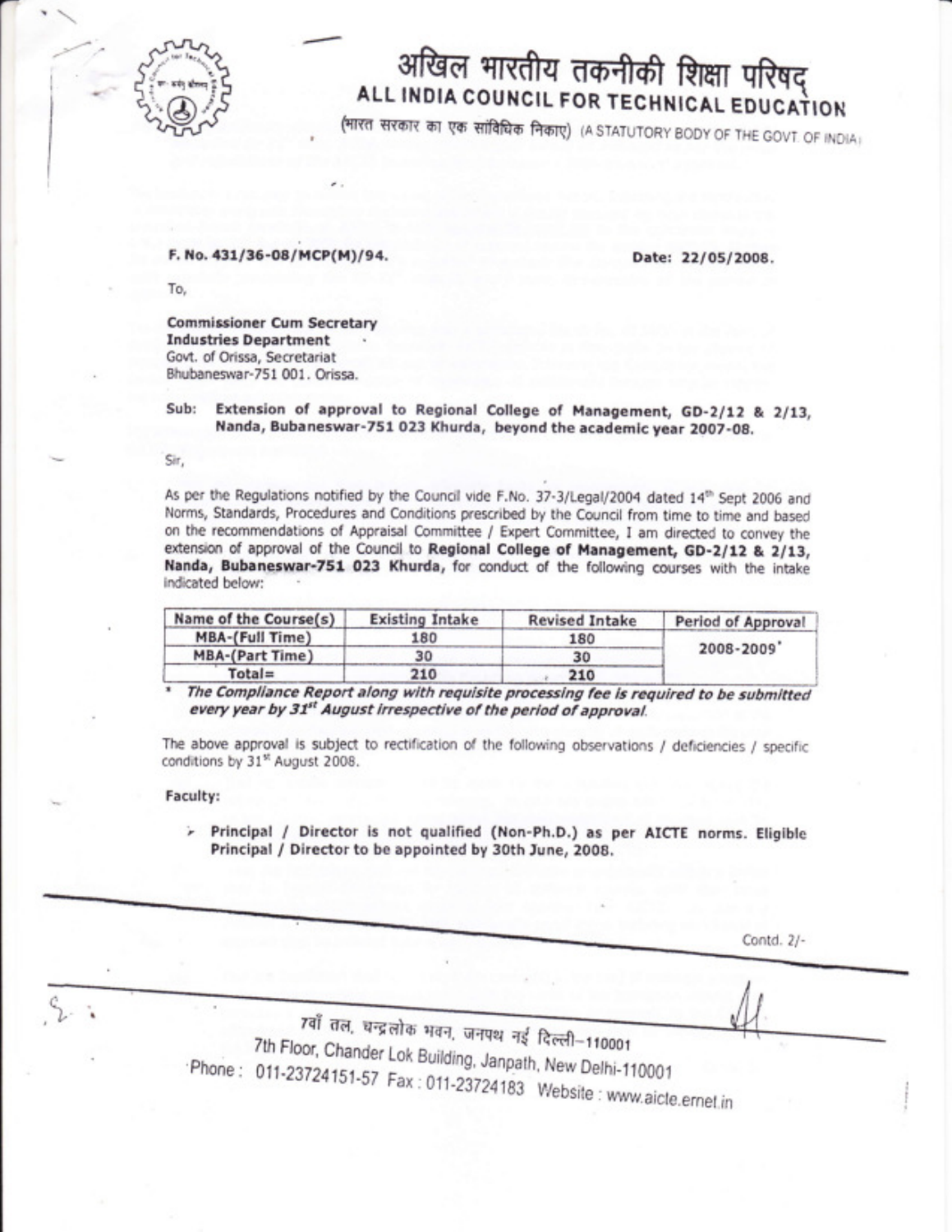# अखिल भारतीय तकनीकी शिक्षा परिषद्
## ALL INDIA COUNCIL FOR TECHNICAL EDUCATION

(भारत सरकार का एक सांविधिक निकाए) (A STATUTORY BODY OF THE GOVT. OF INDIA)

**F. No. 431/36-08/MCP(M)/94.** **Date: 22/05/2008.**

To,

**Commissioner Cum Secretary**
**Industries Department**
Govt. of Orissa, Secretariat
Bhubaneswar-751 001. Orissa.

**Sub: Extension of approval to Regional College of Management, GD-2/12 & 2/13, Nanda, Bubaneswar-751 023 Khurda, beyond the academic year 2007-08.**

Sir,

As per the Regulations notified by the Council vide F.No. 37-3/Legal/2004 dated 14th Sept 2006 and Norms, Standards, Procedures and Conditions prescribed by the Council from time to time and based on the recommendations of Appraisal Committee / Expert Committee, I am directed to convey the extension of approval of the Council to **Regional College of Management, GD-2/12 & 2/13, Nanda, Bubaneswar-751 023 Khurda**, for conduct of the following courses with the intake indicated below:

| Name of the Course(s) | Existing Intake | Revised Intake | Period of Approval |
|---|---|---|---|
| MBA-(Full Time) | 180 | 180 | 2008-2009* |
| MBA-(Part Time) | 30 | 30 | |
| Total= | 210 | 210 | |

\* *The Compliance Report along with requisite processing fee is required to be submitted every year by 31st August irrespective of the period of approval.*

The above approval is subject to rectification of the following observations / deficiencies / specific conditions by 31st August 2008.

**Faculty:**

- **Principal / Director is not qualified (Non-Ph.D.) as per AICTE norms. Eligible Principal / Director to be appointed by 30th June, 2008.**

Contd. 2/-

7वाँ तल, चन्द्रलोक भवन, जनपथ नई दिल्ली-110001
7th Floor, Chander Lok Building, Janpath, New Delhi-110001
Phone : 011-23724151-57 Fax : 011-23724183 Website : www.aicte.ernet.in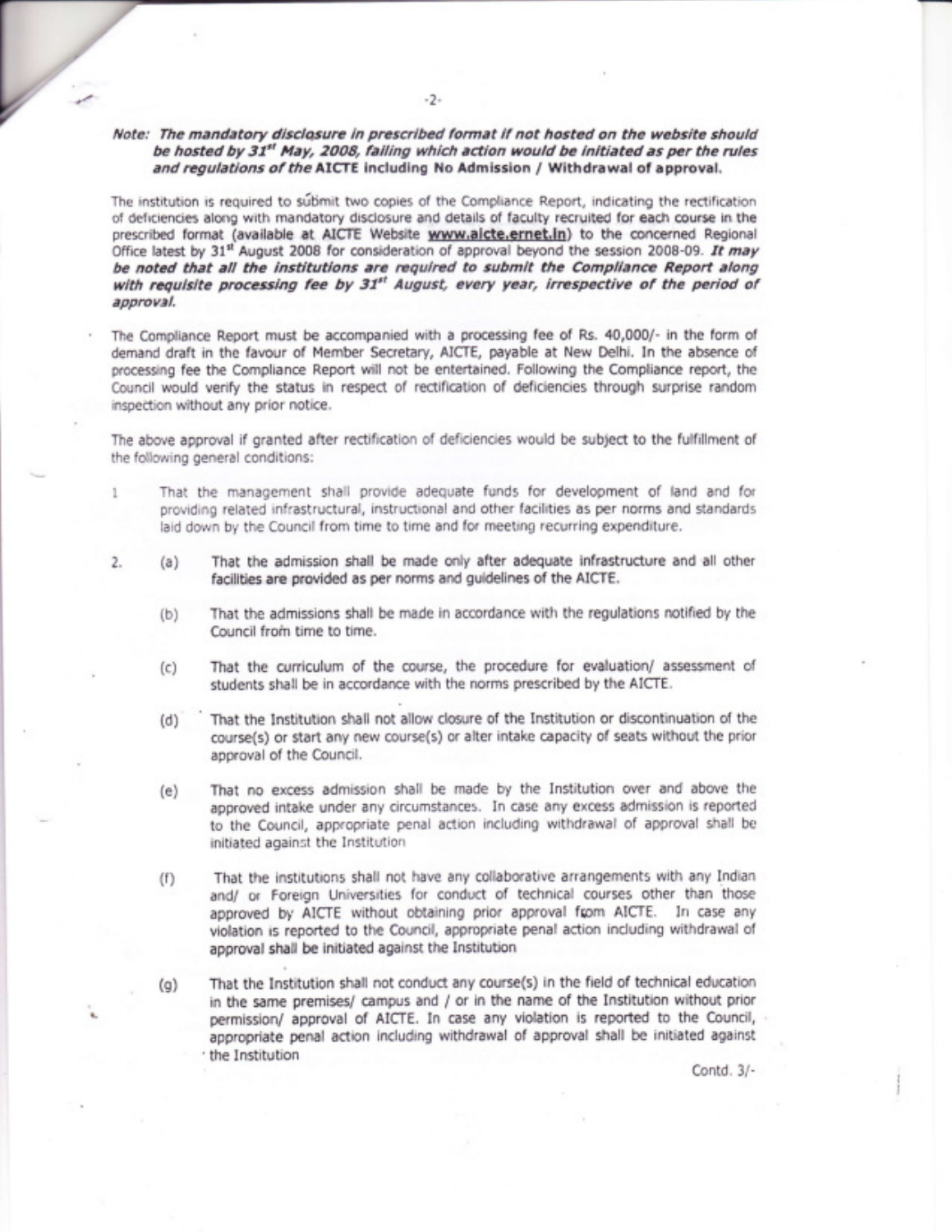***Note: The mandatory disclosure in prescribed format if not hosted on the website should be hosted by 31st May, 2008, failing which action would be initiated as per the rules and regulations of the* AICTE including No Admission / Withdrawal of approval.**

The institution is required to submit two copies of the Compliance Report, indicating the rectification of deficiencies along with mandatory disclosure and details of faculty recruited for each course in the prescribed format (available at AICTE Website **www.aicte.ernet.in**) to the concerned Regional Office latest by 31st August 2008 for consideration of approval beyond the session 2008-09. ***It may be noted that all the institutions are required to submit the Compliance Report along with requisite processing fee by 31st August, every year, irrespective of the period of approval.***

The Compliance Report must be accompanied with a processing fee of Rs. 40,000/- in the form of demand draft in the favour of Member Secretary, AICTE, payable at New Delhi. In the absence of processing fee the Compliance Report will not be entertained. Following the Compliance report, the Council would verify the status in respect of rectification of deficiencies through surprise random inspection without any prior notice.

The above approval if granted after rectification of deficiencies would be subject to the fulfillment of the following general conditions:

1. That the management shall provide adequate funds for development of land and for providing related infrastructural, instructional and other facilities as per norms and standards laid down by the Council from time to time and for meeting recurring expenditure.

2. (a) That the admission shall be made only after adequate infrastructure and all other facilities are provided as per norms and guidelines of the AICTE.

   (b) That the admissions shall be made in accordance with the regulations notified by the Council from time to time.

   (c) That the curriculum of the course, the procedure for evaluation/ assessment of students shall be in accordance with the norms prescribed by the AICTE.

   (d) That the Institution shall not allow closure of the Institution or discontinuation of the course(s) or start any new course(s) or alter intake capacity of seats without the prior approval of the Council.

   (e) That no excess admission shall be made by the Institution over and above the approved intake under any circumstances. In case any excess admission is reported to the Council, appropriate penal action including withdrawal of approval shall be initiated against the Institution

   (f) That the institutions shall not have any collaborative arrangements with any Indian and/ or Foreign Universities for conduct of technical courses other than those approved by AICTE without obtaining prior approval from AICTE. In case any violation is reported to the Council, appropriate penal action including withdrawal of approval shall be initiated against the Institution

   (g) That the Institution shall not conduct any course(s) in the field of technical education in the same premises/ campus and / or in the name of the Institution without prior permission/ approval of AICTE. In case any violation is reported to the Council, appropriate penal action including withdrawal of approval shall be initiated against the Institution

Contd. 3/-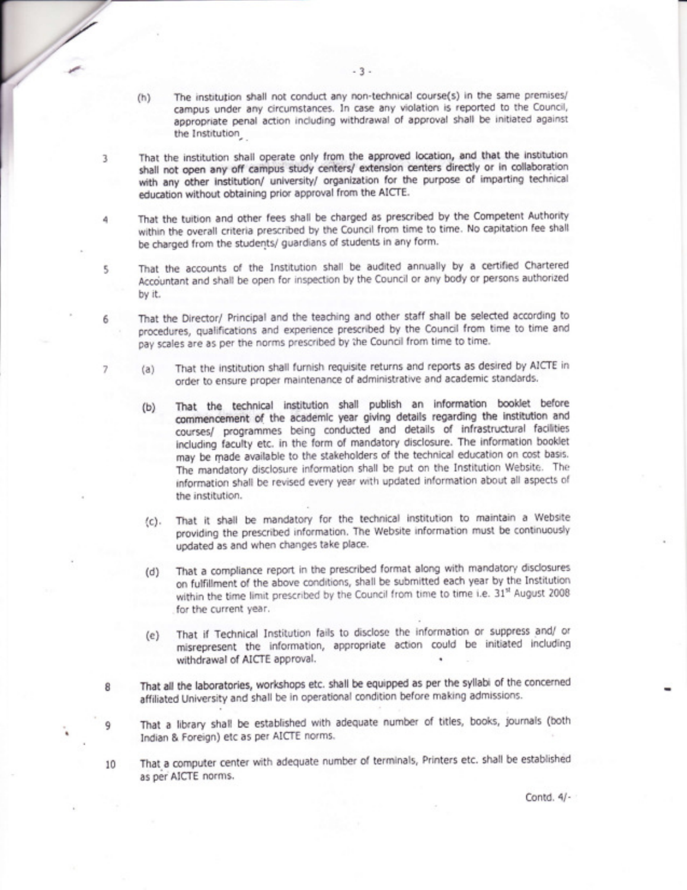(h) The institution shall not conduct any non-technical course(s) in the same premises/ campus under any circumstances. In case any violation is reported to the Council, appropriate penal action including withdrawal of approval shall be initiated against the Institution.

3 That the institution shall operate only from the approved location, and that the institution shall not open any off campus study centers/ extension centers directly or in collaboration with any other institution/ university/ organization for the purpose of imparting technical education without obtaining prior approval from the AICTE.

4 That the tuition and other fees shall be charged as prescribed by the Competent Authority within the overall criteria prescribed by the Council from time to time. No capitation fee shall be charged from the students/ guardians of students in any form.

5 That the accounts of the Institution shall be audited annually by a certified Chartered Accountant and shall be open for inspection by the Council or any body or persons authorized by it.

6 That the Director/ Principal and the teaching and other staff shall be selected according to procedures, qualifications and experience prescribed by the Council from time to time and pay scales are as per the norms prescribed by the Council from time to time.

7 (a) That the institution shall furnish requisite returns and reports as desired by AICTE in order to ensure proper maintenance of administrative and academic standards.

(b) That the technical institution shall publish an information booklet before commencement of the academic year giving details regarding the institution and courses/ programmes being conducted and details of infrastructural facilities including faculty etc. in the form of mandatory disclosure. The information booklet may be made available to the stakeholders of the technical education on cost basis. The mandatory disclosure information shall be put on the Institution Website. The information shall be revised every year with updated information about all aspects of the institution.

(c). That it shall be mandatory for the technical institution to maintain a Website providing the prescribed information. The Website information must be continuously updated as and when changes take place.

(d) That a compliance report in the prescribed format along with mandatory disclosures on fulfillment of the above conditions, shall be submitted each year by the Institution within the time limit prescribed by the Council from time to time i.e. 31st August 2008 for the current year.

(e) That if Technical Institution fails to disclose the information or suppress and/ or misrepresent the information, appropriate action could be initiated including withdrawal of AICTE approval.

8 That all the laboratories, workshops etc. shall be equipped as per the syllabi of the concerned affiliated University and shall be in operational condition before making admissions.

9 That a library shall be established with adequate number of titles, books, journals (both Indian & Foreign) etc as per AICTE norms.

10 That a computer center with adequate number of terminals, Printers etc. shall be established as per AICTE norms.

Contd. 4/-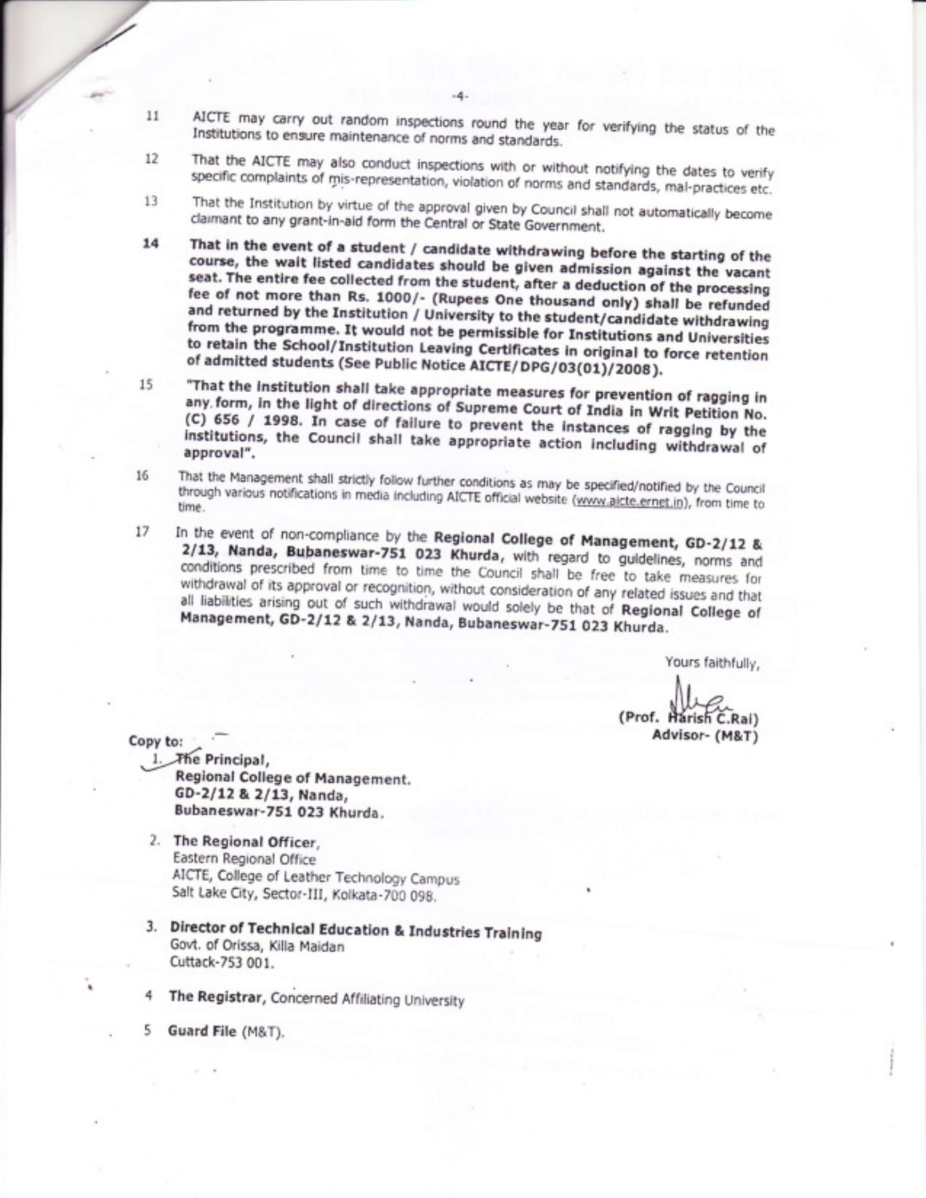11 AICTE may carry out random inspections round the year for verifying the status of the Institutions to ensure maintenance of norms and standards.

12 That the AICTE may also conduct inspections with or without notifying the dates to verify specific complaints of mis-representation, violation of norms and standards, mal-practices etc.

13 That the Institution by virtue of the approval given by Council shall not automatically become claimant to any grant-in-aid form the Central or State Government.

**14 That in the event of a student / candidate withdrawing before the starting of the course, the wait listed candidates should be given admission against the vacant seat. The entire fee collected from the student, after a deduction of the processing fee of not more than Rs. 1000/- (Rupees One thousand only) shall be refunded and returned by the Institution / University to the student/candidate withdrawing from the programme. It would not be permissible for Institutions and Universities to retain the School/Institution Leaving Certificates in original to force retention of admitted students (See Public Notice AICTE/DPG/03(01)/2008).**

**15 "That the Institution shall take appropriate measures for prevention of ragging in any form, in the light of directions of Supreme Court of India in Writ Petition No. (C) 656 / 1998. In case of failure to prevent the instances of ragging by the institutions, the Council shall take appropriate action including withdrawal of approval".**

16 That the Management shall strictly follow further conditions as may be specified/notified by the Council through various notifications in media including AICTE official website (www.aicte.ernet.in), from time to time.

17 In the event of non-compliance by the **Regional College of Management, GD-2/12 & 2/13, Nanda, Bubaneswar-751 023 Khurda,** with regard to guidelines, norms and conditions prescribed from time to time the Council shall be free to take measures for withdrawal of its approval or recognition, without consideration of any related issues and that all liabilities arising out of such withdrawal would solely be that of **Regional College of Management, GD-2/12 & 2/13, Nanda, Bubaneswar-751 023 Khurda.**

Yours faithfully,

**(Prof. Harish C.Rai)**
**Advisor- (M&T)**

**Copy to:**

1. **The Principal,**
   **Regional College of Management.**
   **GD-2/12 & 2/13, Nanda,**
   **Bubaneswar-751 023 Khurda.**
2. **The Regional Officer,**
   Eastern Regional Office
   AICTE, College of Leather Technology Campus
   Salt Lake City, Sector-III, Kolkata-700 098.
3. **Director of Technical Education & Industries Training**
   Govt. of Orissa, Killa Maidan
   Cuttack-753 001.
4. **The Registrar,** Concerned Affiliating University
5. **Guard File** (M&T).